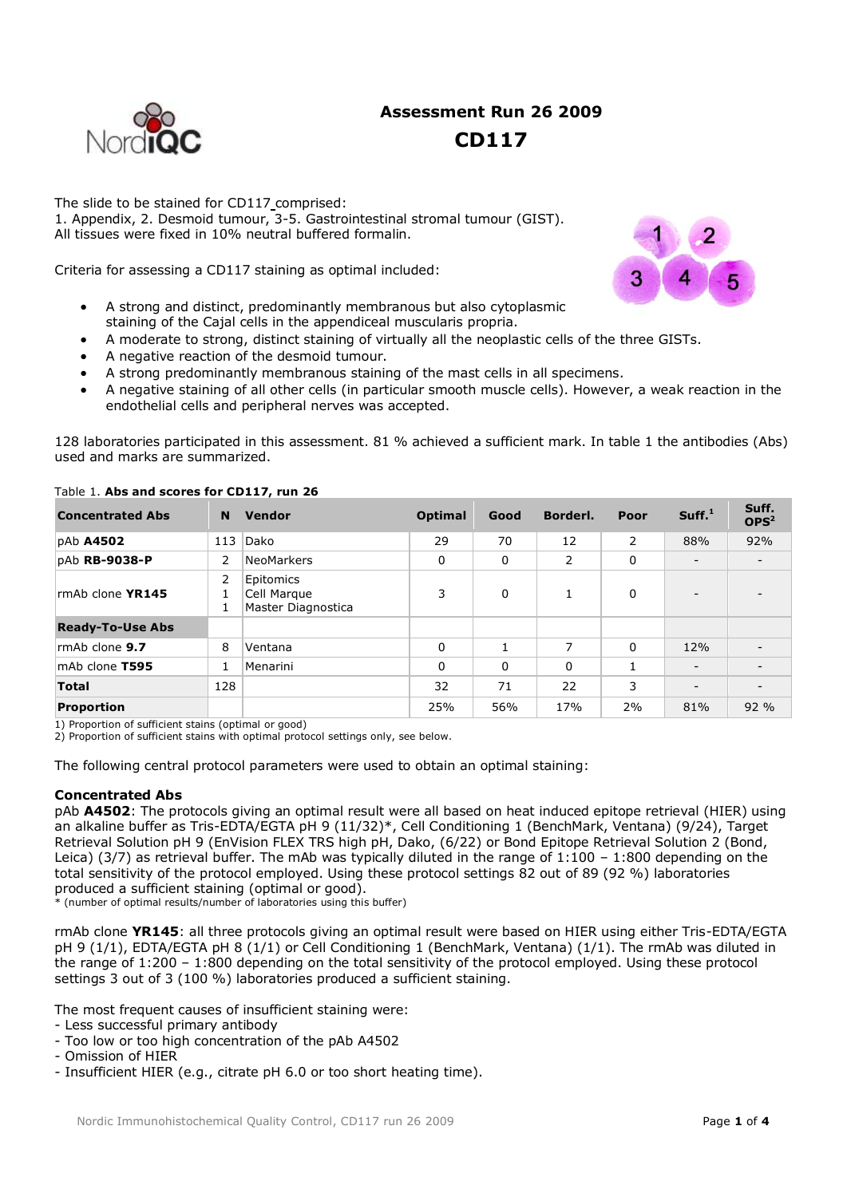# Assessment Run 26 2009

# CD117

The slide to be stained for CD117 comprised:
1. Appendix, 2. Desmoid tumour, 3-5. Gastrointestinal stromal tumour (GIST).
All tissues were fixed in 10% neutral buffered formalin.

Criteria for assessing a CD117 staining as optimal included:

- A strong and distinct, predominantly membranous but also cytoplasmic staining of the Cajal cells in the appendiceal muscularis propria.
- A moderate to strong, distinct staining of virtually all the neoplastic cells of the three GISTs.
- A negative reaction of the desmoid tumour.
- A strong predominantly membranous staining of the mast cells in all specimens.
- A negative staining of all other cells (in particular smooth muscle cells). However, a weak reaction in the endothelial cells and peripheral nerves was accepted.

128 laboratories participated in this assessment. 81 % achieved a sufficient mark. In table 1 the antibodies (Abs) used and marks are summarized.

Table 1. **Abs and scores for CD117, run 26**

| Concentrated Abs | N | Vendor | Optimal | Good | Borderl. | Poor | Suff.[1] | Suff. OPS[2] |
|---|---|---|---|---|---|---|---|---|
| pAb **A4502** | 113 | Dako | 29 | 70 | 12 | 2 | 88% | 92% |
| pAb **RB-9038-P** | 2 | NeoMarkers | 0 | 0 | 2 | 0 | - | - |
| rmAb clone **YR145** | 2<br>1<br>1 | Epitomics<br>Cell Marque<br>Master Diagnostica | 3 | 0 | 1 | 0 | - | - |
| **Ready-To-Use Abs** | | | | | | | | |
| rmAb clone **9.7** | 8 | Ventana | 0 | 1 | 7 | 0 | 12% | - |
| mAb clone **T595** | 1 | Menarini | 0 | 0 | 0 | 1 | - | - |
| **Total** | 128 | | 32 | 71 | 22 | 3 | - | - |
| **Proportion** | | | 25% | 56% | 17% | 2% | 81% | 92 % |

1) Proportion of sufficient stains (optimal or good)
2) Proportion of sufficient stains with optimal protocol settings only, see below.

The following central protocol parameters were used to obtain an optimal staining:

**Concentrated Abs**
pAb **A4502**: The protocols giving an optimal result were all based on heat induced epitope retrieval (HIER) using an alkaline buffer as Tris-EDTA/EGTA pH 9 (11/32)*, Cell Conditioning 1 (BenchMark, Ventana) (9/24), Target Retrieval Solution pH 9 (EnVision FLEX TRS high pH, Dako, (6/22) or Bond Epitope Retrieval Solution 2 (Bond, Leica) (3/7) as retrieval buffer. The mAb was typically diluted in the range of 1:100 – 1:800 depending on the total sensitivity of the protocol employed. Using these protocol settings 82 out of 89 (92 %) laboratories produced a sufficient staining (optimal or good).
* (number of optimal results/number of laboratories using this buffer)

rmAb clone **YR145**: all three protocols giving an optimal result were based on HIER using either Tris-EDTA/EGTA pH 9 (1/1), EDTA/EGTA pH 8 (1/1) or Cell Conditioning 1 (BenchMark, Ventana) (1/1). The rmAb was diluted in the range of 1:200 – 1:800 depending on the total sensitivity of the protocol employed. Using these protocol settings 3 out of 3 (100 %) laboratories produced a sufficient staining.

The most frequent causes of insufficient staining were:
- Less successful primary antibody
- Too low or too high concentration of the pAb A4502
- Omission of HIER
- Insufficient HIER (e.g., citrate pH 6.0 or too short heating time).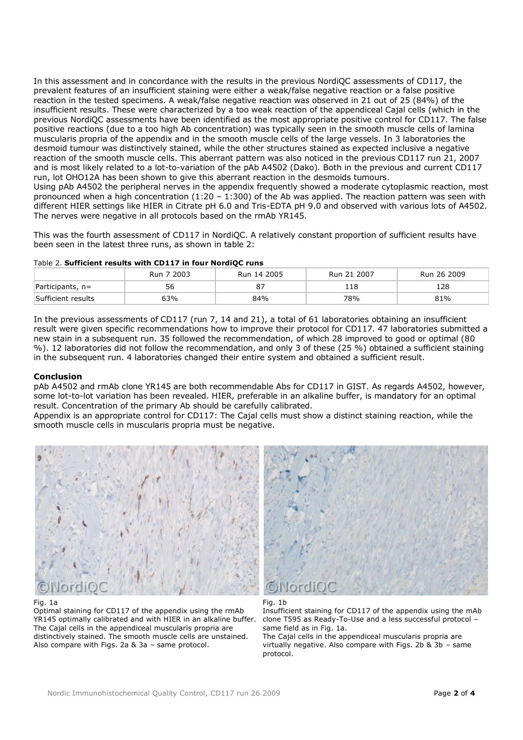In this assessment and in concordance with the results in the previous NordiQC assessments of CD117, the prevalent features of an insufficient staining were either a weak/false negative reaction or a false positive reaction in the tested specimens. A weak/false negative reaction was observed in 21 out of 25 (84%) of the insufficient results. These were characterized by a too weak reaction of the appendiceal Cajal cells (which in the previous NordiQC assessments have been identified as the most appropriate positive control for CD117. The false positive reactions (due to a too high Ab concentration) was typically seen in the smooth muscle cells of lamina muscularis propria of the appendix and in the smooth muscle cells of the large vessels. In 3 laboratories the desmoid tumour was distinctively stained, while the other structures stained as expected inclusive a negative reaction of the smooth muscle cells. This aberrant pattern was also noticed in the previous CD117 run 21, 2007 and is most likely related to a lot-to-variation of the pAb A4502 (Dako). Both in the previous and current CD117 run, lot OHO12A has been shown to give this aberrant reaction in the desmoids tumours.
Using pAb A4502 the peripheral nerves in the appendix frequently showed a moderate cytoplasmic reaction, most pronounced when a high concentration (1:20 – 1:300) of the Ab was applied. The reaction pattern was seen with different HIER settings like HIER in Citrate pH 6.0 and Tris-EDTA pH 9.0 and observed with various lots of A4502. The nerves were negative in all protocols based on the rmAb YR145.

This was the fourth assessment of CD117 in NordiQC. A relatively constant proportion of sufficient results have been seen in the latest three runs, as shown in table 2:

Table 2. **Sufficient results with CD117 in four NordiQC runs**

| | Run 7 2003 | Run 14 2005 | Run 21 2007 | Run 26 2009 |
|---|---|---|---|---|
| Participants, n= | 56 | 87 | 118 | 128 |
| Sufficient results | 63% | 84% | 78% | 81% |

In the previous assessments of CD117 (run 7, 14 and 21), a total of 61 laboratories obtaining an insufficient result were given specific recommendations how to improve their protocol for CD117. 47 laboratories submitted a new stain in a subsequent run. 35 followed the recommendation, of which 28 improved to good or optimal (80 %). 12 laboratories did not follow the recommendation, and only 3 of these (25 %) obtained a sufficient staining in the subsequent run. 4 laboratories changed their entire system and obtained a sufficient result.

### Conclusion

pAb A4502 and rmAb clone YR145 are both recommendable Abs for CD117 in GIST. As regards A4502, however, some lot-to-lot variation has been revealed. HIER, preferable in an alkaline buffer, is mandatory for an optimal result. Concentration of the primary Ab should be carefully calibrated.
Appendix is an appropriate control for CD117: The Cajal cells must show a distinct staining reaction, while the smooth muscle cells in muscularis propria must be negative.

Fig. 1a
Optimal staining for CD117 of the appendix using the rmAb YR145 optimally calibrated and with HIER in an alkaline buffer. The Cajal cells in the appendiceal muscularis propria are distinctively stained. The smooth muscle cells are unstained. Also compare with Figs. 2a & 3a – same protocol.

Fig. 1b
Insufficient staining for CD117 of the appendix using the mAb clone T595 as Ready-To-Use and a less successful protocol – same field as in Fig. 1a.
The Cajal cells in the appendiceal muscularis propria are virtually negative. Also compare with Figs. 2b & 3b – same protocol.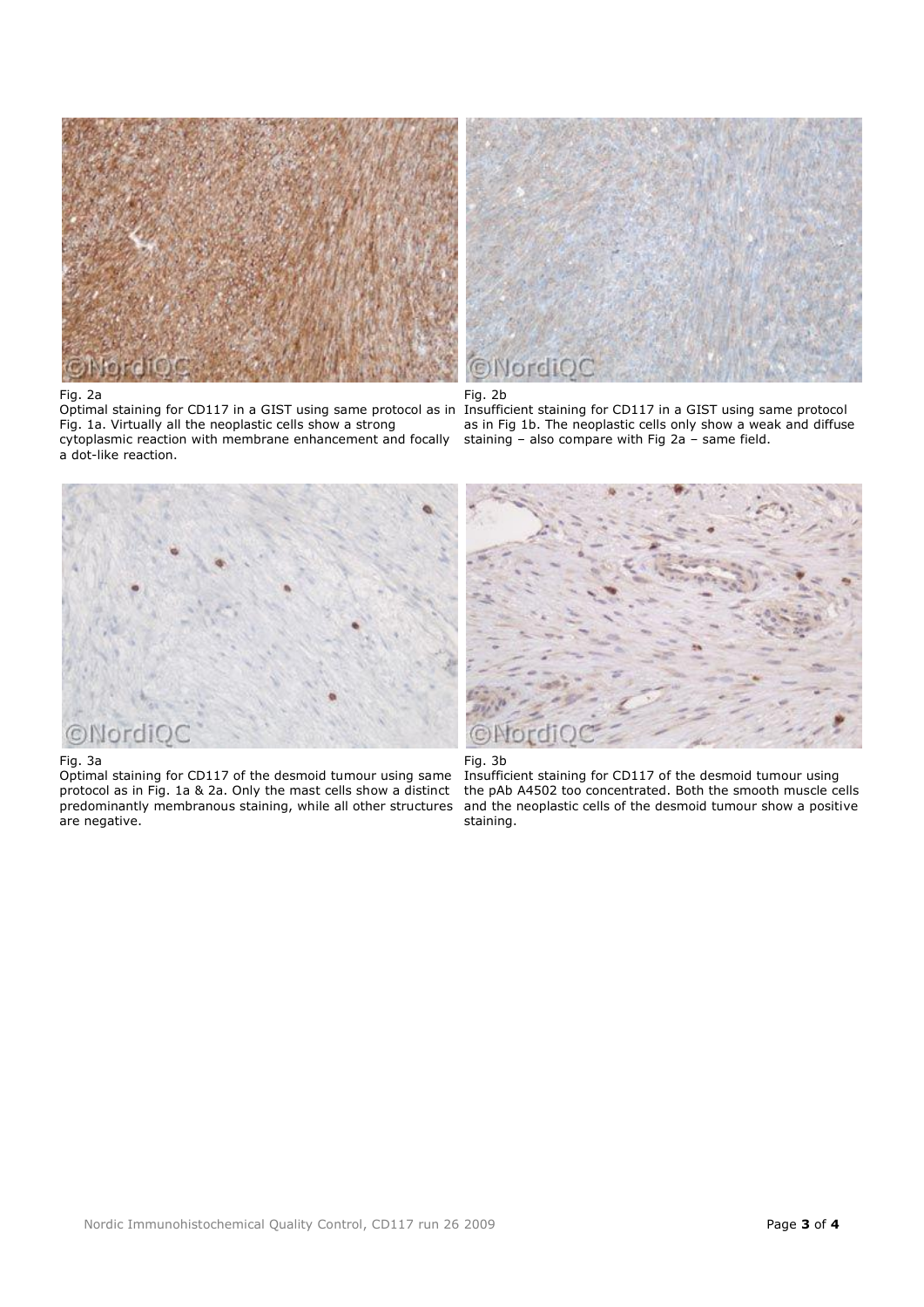Fig. 2a

Optimal staining for CD117 in a GIST using same protocol as in Fig. 1a. Virtually all the neoplastic cells show a strong cytoplasmic reaction with membrane enhancement and focally a dot-like reaction.

Fig. 2b

Insufficient staining for CD117 in a GIST using same protocol as in Fig 1b. The neoplastic cells only show a weak and diffuse staining – also compare with Fig 2a – same field.

Fig. 3a

Optimal staining for CD117 of the desmoid tumour using same protocol as in Fig. 1a & 2a. Only the mast cells show a distinct predominantly membranous staining, while all other structures are negative.

Fig. 3b

Insufficient staining for CD117 of the desmoid tumour using the pAb A4502 too concentrated. Both the smooth muscle cells and the neoplastic cells of the desmoid tumour show a positive staining.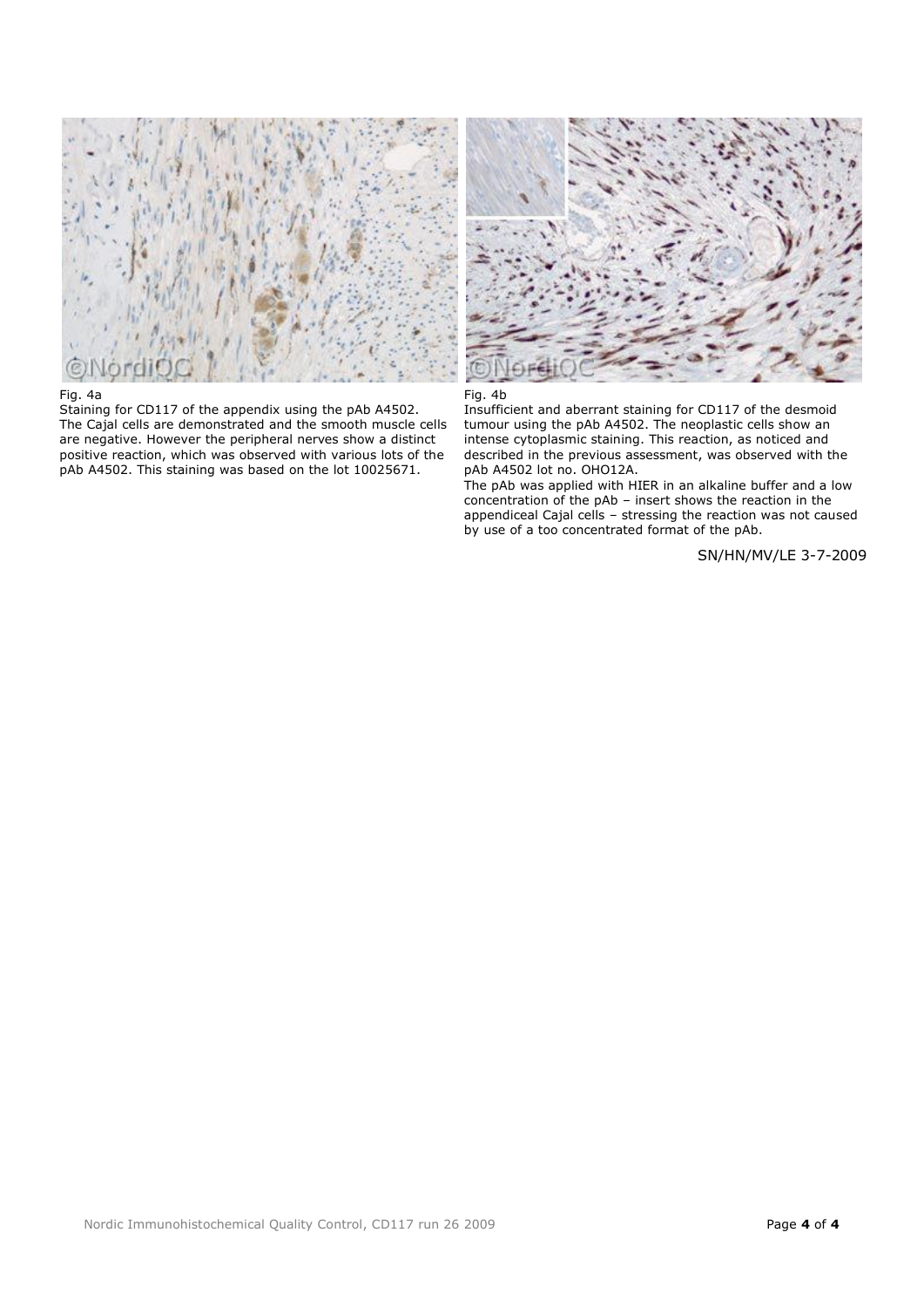Fig. 4a

Staining for CD117 of the appendix using the pAb A4502. The Cajal cells are demonstrated and the smooth muscle cells are negative. However the peripheral nerves show a distinct positive reaction, which was observed with various lots of the pAb A4502. This staining was based on the lot 10025671.

Fig. 4b

Insufficient and aberrant staining for CD117 of the desmoid tumour using the pAb A4502. The neoplastic cells show an intense cytoplasmic staining. This reaction, as noticed and described in the previous assessment, was observed with the pAb A4502 lot no. OHO12A.

The pAb was applied with HIER in an alkaline buffer and a low concentration of the pAb – insert shows the reaction in the appendiceal Cajal cells – stressing the reaction was not caused by use of a too concentrated format of the pAb.

SN/HN/MV/LE 3-7-2009